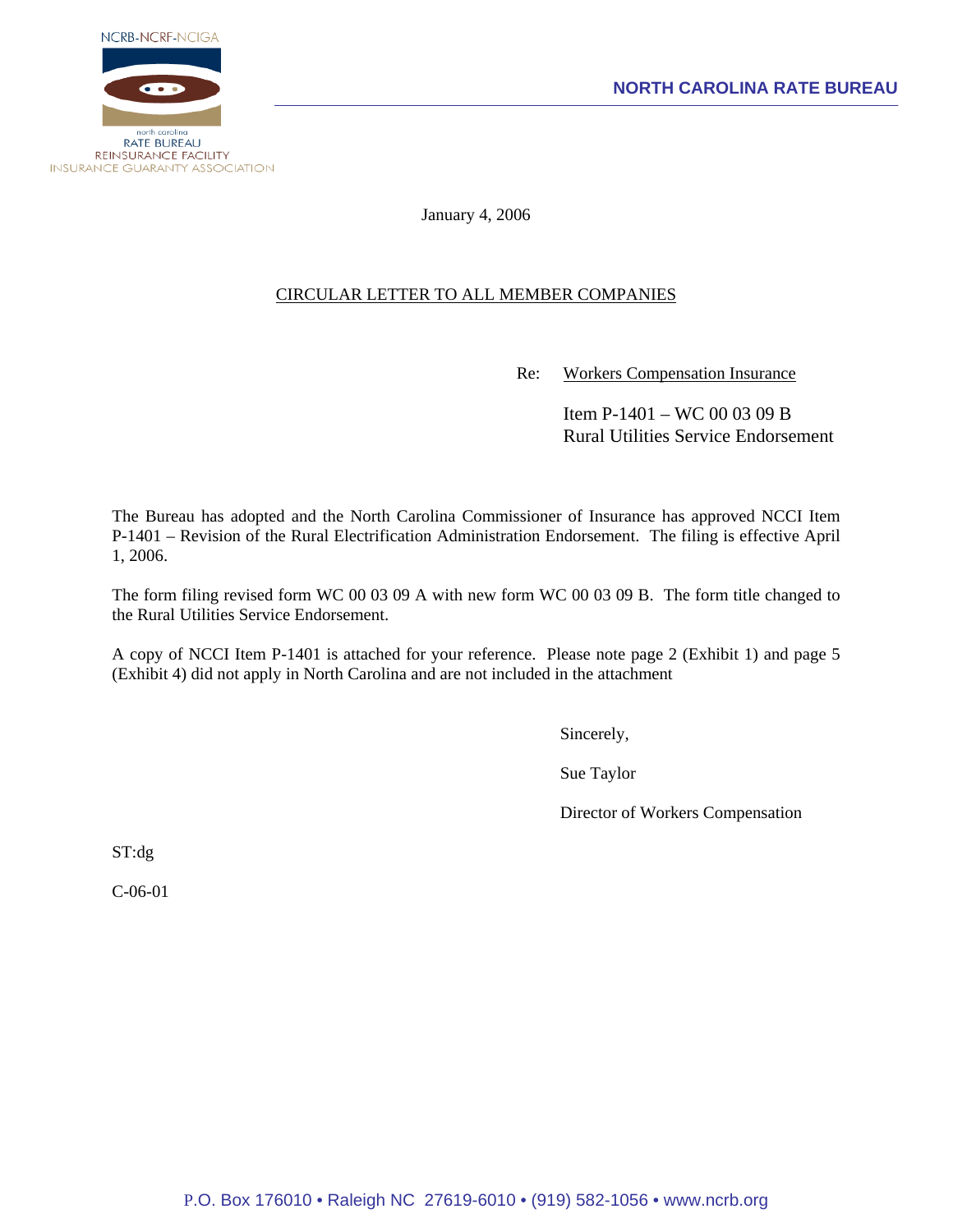NCRB-NCRF-NCIGA

north carolina
RATE BUREAU
REINSURANCE FACILITY
INSURANCE GUARANTY ASSOCIATION

**NORTH CAROLINA RATE BUREAU**

January 4, 2006

CIRCULAR LETTER TO ALL MEMBER COMPANIES

Re: Workers Compensation Insurance

Item P-1401 – WC 00 03 09 B
Rural Utilities Service Endorsement

The Bureau has adopted and the North Carolina Commissioner of Insurance has approved NCCI Item P-1401 – Revision of the Rural Electrification Administration Endorsement. The filing is effective April 1, 2006.

The form filing revised form WC 00 03 09 A with new form WC 00 03 09 B. The form title changed to the Rural Utilities Service Endorsement.

A copy of NCCI Item P-1401 is attached for your reference. Please note page 2 (Exhibit 1) and page 5 (Exhibit 4) did not apply in North Carolina and are not included in the attachment

Sincerely,

Sue Taylor

Director of Workers Compensation

ST:dg

C-06-01

P.O. Box 176010 • Raleigh NC 27619-6010 • (919) 582-1056 • www.ncrb.org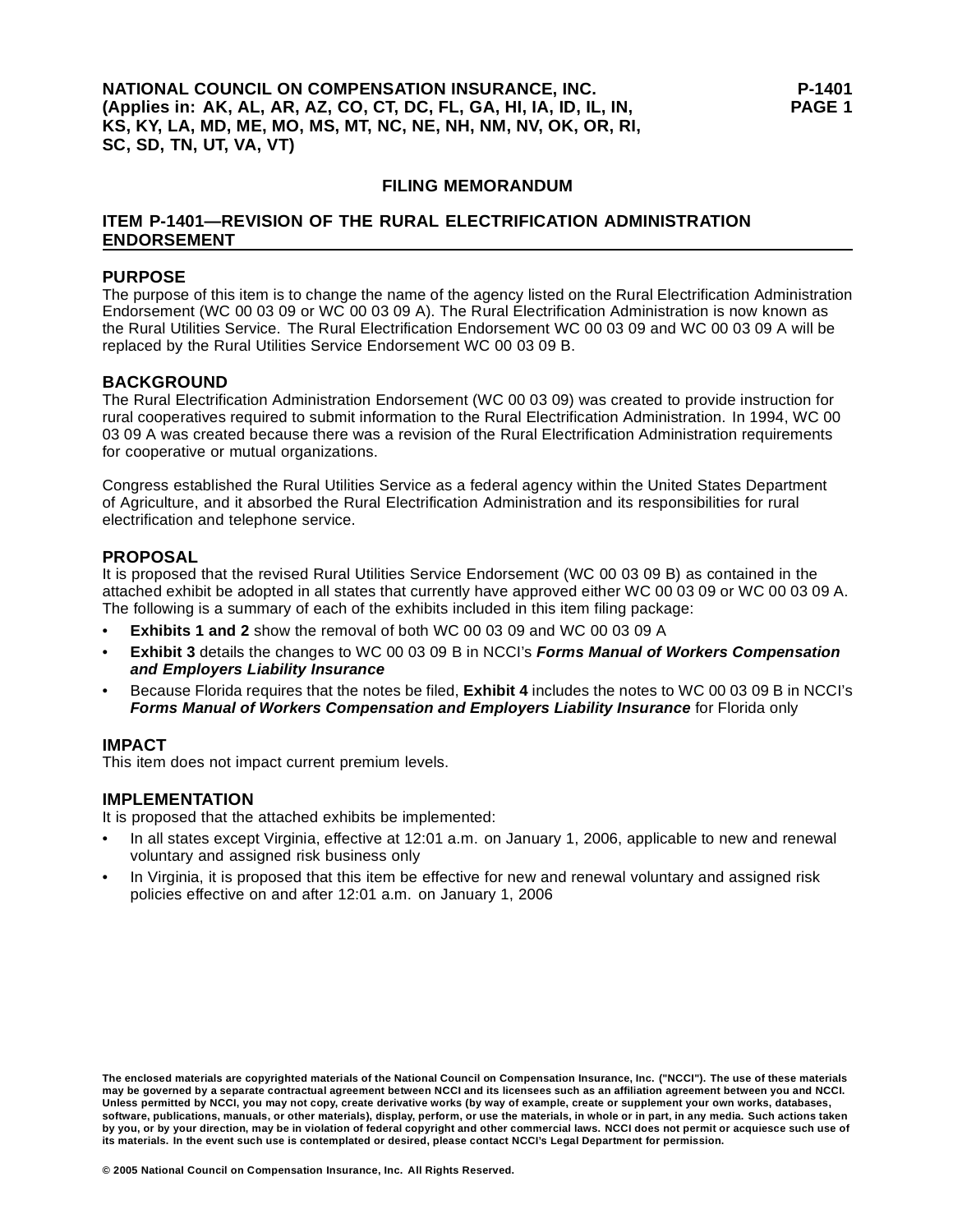**NATIONAL COUNCIL ON COMPENSATION INSURANCE, INC.**
**(Applies in: AK, AL, AR, AZ, CO, CT, DC, FL, GA, HI, IA, ID, IL, IN, KS, KY, LA, MD, ME, MO, MS, MT, NC, NE, NH, NM, NV, OK, OR, RI, SC, SD, TN, UT, VA, VT)**

**P-1401**
**PAGE 1**

## FILING MEMORANDUM

## ITEM P-1401—REVISION OF THE RURAL ELECTRIFICATION ADMINISTRATION ENDORSEMENT

### PURPOSE

The purpose of this item is to change the name of the agency listed on the Rural Electrification Administration Endorsement (WC 00 03 09 or WC 00 03 09 A). The Rural Electrification Administration is now known as the Rural Utilities Service. The Rural Electrification Endorsement WC 00 03 09 and WC 00 03 09 A will be replaced by the Rural Utilities Service Endorsement WC 00 03 09 B.

### BACKGROUND

The Rural Electrification Administration Endorsement (WC 00 03 09) was created to provide instruction for rural cooperatives required to submit information to the Rural Electrification Administration. In 1994, WC 00 03 09 A was created because there was a revision of the Rural Electrification Administration requirements for cooperative or mutual organizations.

Congress established the Rural Utilities Service as a federal agency within the United States Department of Agriculture, and it absorbed the Rural Electrification Administration and its responsibilities for rural electrification and telephone service.

### PROPOSAL

It is proposed that the revised Rural Utilities Service Endorsement (WC 00 03 09 B) as contained in the attached exhibit be adopted in all states that currently have approved either WC 00 03 09 or WC 00 03 09 A. The following is a summary of each of the exhibits included in this item filing package:

- **Exhibits 1 and 2** show the removal of both WC 00 03 09 and WC 00 03 09 A
- **Exhibit 3** details the changes to WC 00 03 09 B in NCCI's ***Forms Manual of Workers Compensation and Employers Liability Insurance***
- Because Florida requires that the notes be filed, **Exhibit 4** includes the notes to WC 00 03 09 B in NCCI's ***Forms Manual of Workers Compensation and Employers Liability Insurance*** for Florida only

### IMPACT

This item does not impact current premium levels.

### IMPLEMENTATION

It is proposed that the attached exhibits be implemented:

- In all states except Virginia, effective at 12:01 a.m. on January 1, 2006, applicable to new and renewal voluntary and assigned risk business only
- In Virginia, it is proposed that this item be effective for new and renewal voluntary and assigned risk policies effective on and after 12:01 a.m. on January 1, 2006

**The enclosed materials are copyrighted materials of the National Council on Compensation Insurance, Inc. ("NCCI"). The use of these materials may be governed by a separate contractual agreement between NCCI and its licensees such as an affiliation agreement between you and NCCI. Unless permitted by NCCI, you may not copy, create derivative works (by way of example, create or supplement your own works, databases, software, publications, manuals, or other materials), display, perform, or use the materials, in whole or in part, in any media. Such actions taken by you, or by your direction, may be in violation of federal copyright and other commercial laws. NCCI does not permit or acquiesce such use of its materials. In the event such use is contemplated or desired, please contact NCCI's Legal Department for permission.**

**© 2005 National Council on Compensation Insurance, Inc. All Rights Reserved.**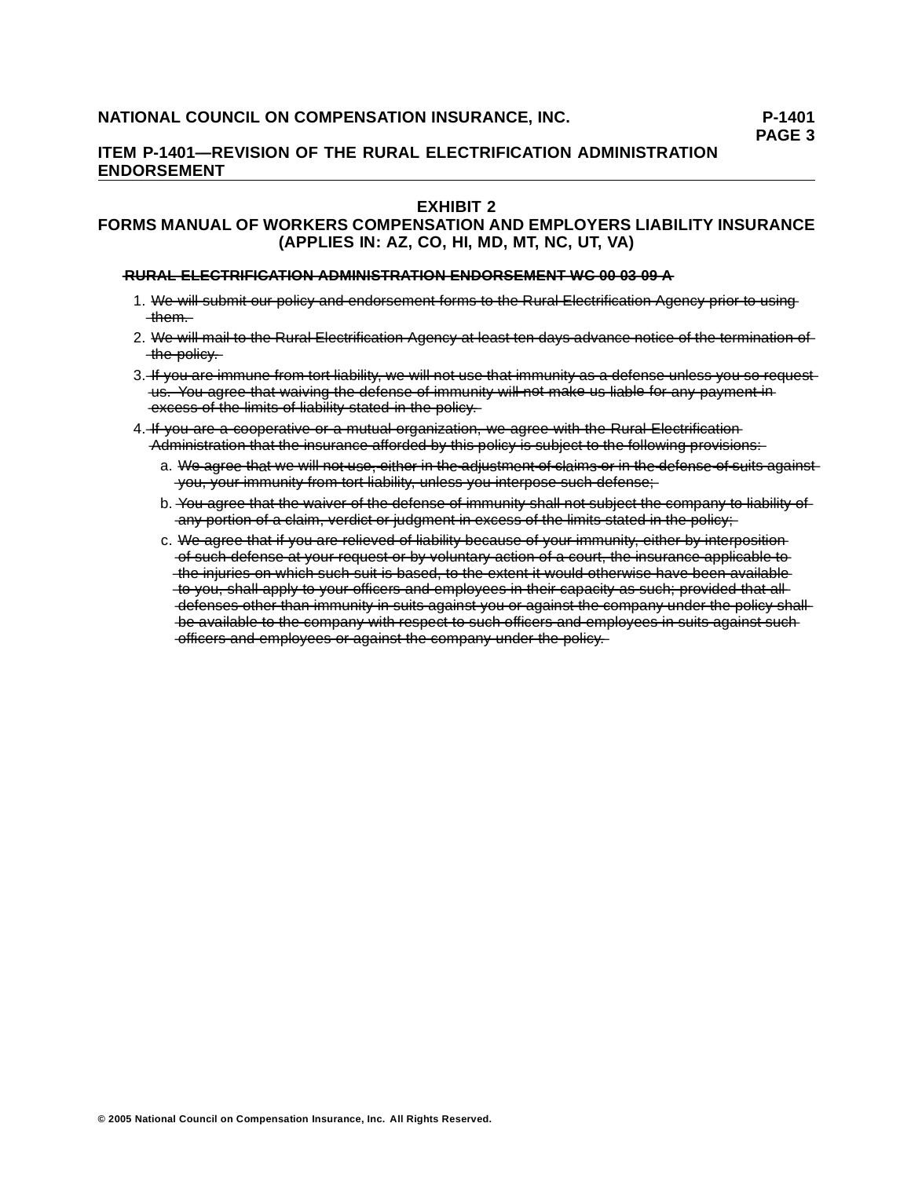# EXHIBIT 2
## FORMS MANUAL OF WORKERS COMPENSATION AND EMPLOYERS LIABILITY INSURANCE (APPLIES IN: AZ, CO, HI, MD, MT, NC, UT, VA)

~~**RURAL ELECTRIFICATION ADMINISTRATION ENDORSEMENT WC 00 03 09 A**~~

1. ~~We will submit our policy and endorsement forms to the Rural Electrification Agency prior to using them.~~
2. ~~We will mail to the Rural Electrification Agency at least ten days advance notice of the termination of the policy.~~
3. ~~If you are immune from tort liability, we will not use that immunity as a defense unless you so request us. You agree that waiving the defense of immunity will not make us liable for any payment in excess of the limits of liability stated in the policy.~~
4. ~~If you are a cooperative or a mutual organization, we agree with the Rural Electrification Administration that the insurance afforded by this policy is subject to the following provisions:~~
   a. ~~We agree that we will not use, either in the adjustment of claims or in the defense of suits against you, your immunity from tort liability, unless you interpose such defense;~~
   b. ~~You agree that the waiver of the defense of immunity shall not subject the company to liability of any portion of a claim, verdict or judgment in excess of the limits stated in the policy;~~
   c. ~~We agree that if you are relieved of liability because of your immunity, either by interposition of such defense at your request or by voluntary action of a court, the insurance applicable to the injuries on which such suit is based, to the extent it would otherwise have been available to you, shall apply to your officers and employees in their capacity as such; provided that all defenses other than immunity in suits against you or against the company under the policy shall be available to the company with respect to such officers and employees in suits against such officers and employees or against the company under the policy.~~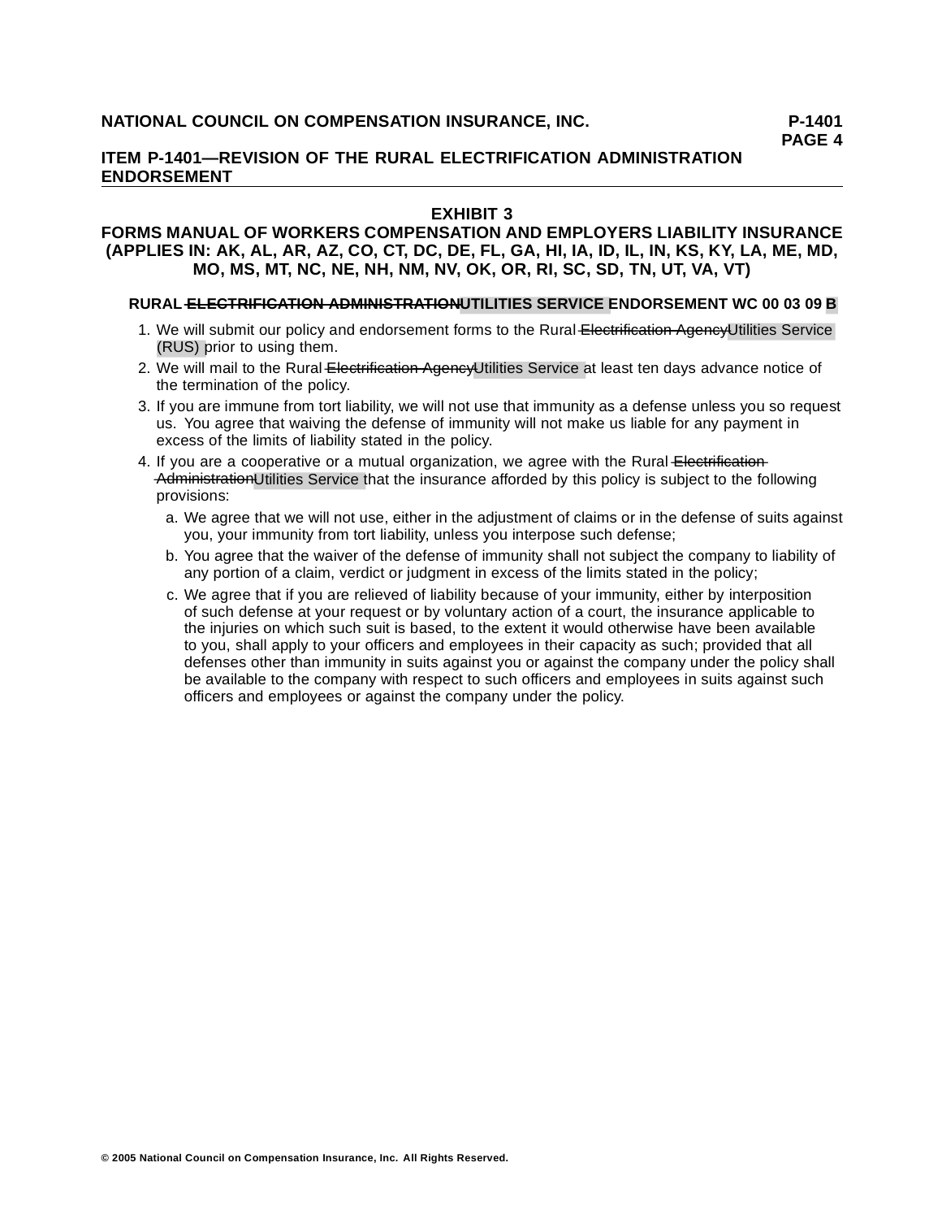## EXHIBIT 3

## FORMS MANUAL OF WORKERS COMPENSATION AND EMPLOYERS LIABILITY INSURANCE (APPLIES IN: AK, AL, AR, AZ, CO, CT, DC, DE, FL, GA, HI, IA, ID, IL, IN, KS, KY, LA, ME, MD, MO, MS, MT, NC, NE, NH, NM, NV, OK, OR, RI, SC, SD, TN, UT, VA, VT)

### RURAL ~~ELECTRIFICATION ADMINISTRATION~~UTILITIES SERVICE ENDORSEMENT WC 00 03 09 B

1. We will submit our policy and endorsement forms to the Rural ~~Electrification Agency~~Utilities Service (RUS) prior to using them.
2. We will mail to the Rural ~~Electrification Agency~~Utilities Service at least ten days advance notice of the termination of the policy.
3. If you are immune from tort liability, we will not use that immunity as a defense unless you so request us. You agree that waiving the defense of immunity will not make us liable for any payment in excess of the limits of liability stated in the policy.
4. If you are a cooperative or a mutual organization, we agree with the Rural ~~Electrification Administration~~Utilities Service that the insurance afforded by this policy is subject to the following provisions:
   a. We agree that we will not use, either in the adjustment of claims or in the defense of suits against you, your immunity from tort liability, unless you interpose such defense;
   b. You agree that the waiver of the defense of immunity shall not subject the company to liability of any portion of a claim, verdict or judgment in excess of the limits stated in the policy;
   c. We agree that if you are relieved of liability because of your immunity, either by interposition of such defense at your request or by voluntary action of a court, the insurance applicable to the injuries on which such suit is based, to the extent it would otherwise have been available to you, shall apply to your officers and employees in their capacity as such; provided that all defenses other than immunity in suits against you or against the company under the policy shall be available to the company with respect to such officers and employees in suits against such officers and employees or against the company under the policy.